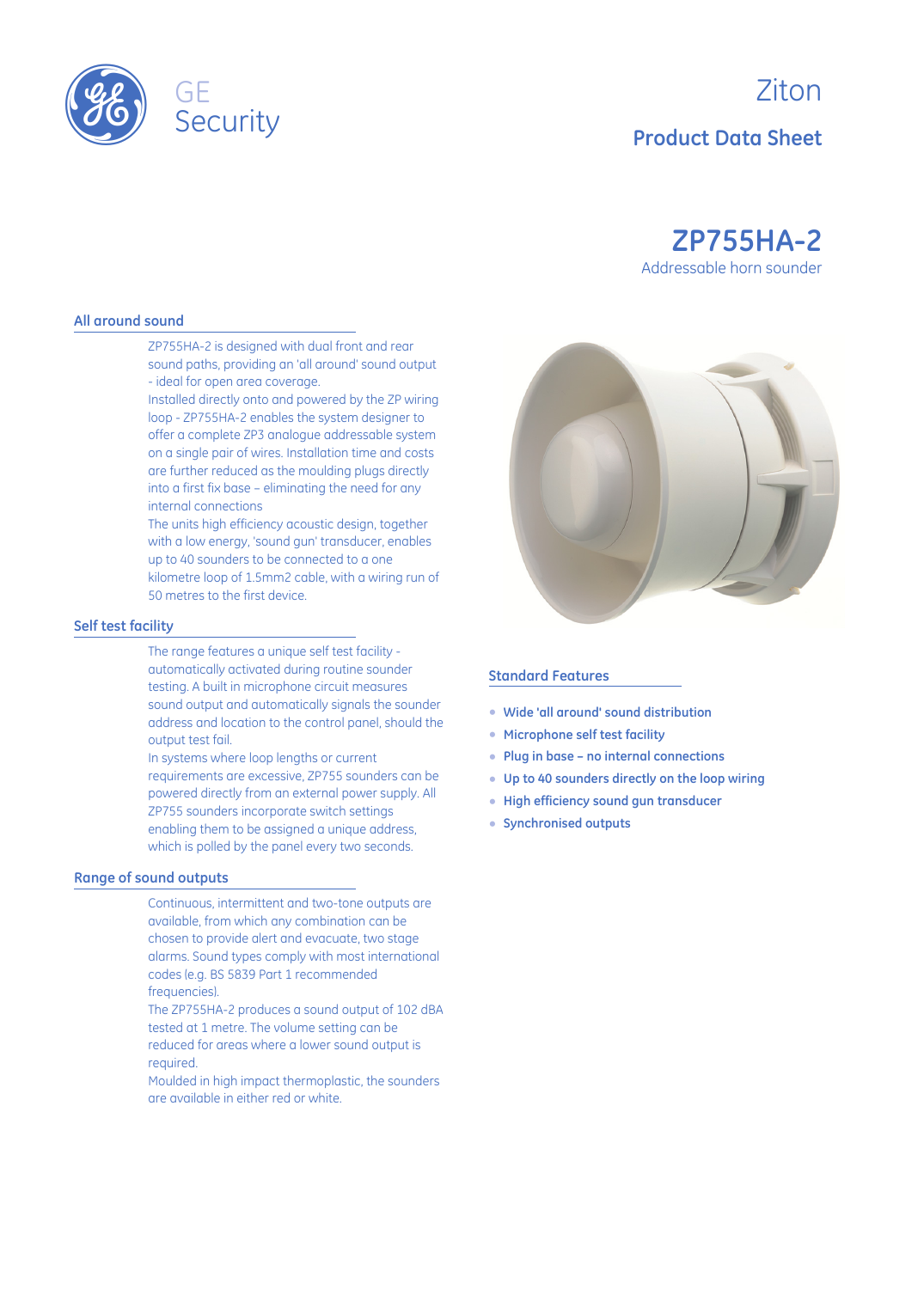GE Security

Ziton

**Product Data Sheet**

# ZP755HA-2

Addressable horn sounder

## All around sound

ZP755HA-2 is designed with dual front and rear sound paths, providing an 'all around' sound output - ideal for open area coverage.

Installed directly onto and powered by the ZP wiring loop - ZP755HA-2 enables the system designer to offer a complete ZP3 analogue addressable system on a single pair of wires. Installation time and costs are further reduced as the moulding plugs directly into a first fix base – eliminating the need for any internal connections

The units high efficiency acoustic design, together with a low energy, 'sound gun' transducer, enables up to 40 sounders to be connected to a one kilometre loop of 1.5mm2 cable, with a wiring run of 50 metres to the first device.

## Self test facility

The range features a unique self test facility - automatically activated during routine sounder testing. A built in microphone circuit measures sound output and automatically signals the sounder address and location to the control panel, should the output test fail.

In systems where loop lengths or current requirements are excessive, ZP755 sounders can be powered directly from an external power supply. All ZP755 sounders incorporate switch settings enabling them to be assigned a unique address, which is polled by the panel every two seconds.

## Range of sound outputs

Continuous, intermittent and two-tone outputs are available, from which any combination can be chosen to provide alert and evacuate, two stage alarms. Sound types comply with most international codes (e.g. BS 5839 Part 1 recommended frequencies).

The ZP755HA-2 produces a sound output of 102 dBA tested at 1 metre. The volume setting can be reduced for areas where a lower sound output is required.

Moulded in high impact thermoplastic, the sounders are available in either red or white.

## Standard Features

- **Wide 'all around' sound distribution**
- **Microphone self test facility**
- **Plug in base – no internal connections**
- **Up to 40 sounders directly on the loop wiring**
- **High efficiency sound gun transducer**
- **Synchronised outputs**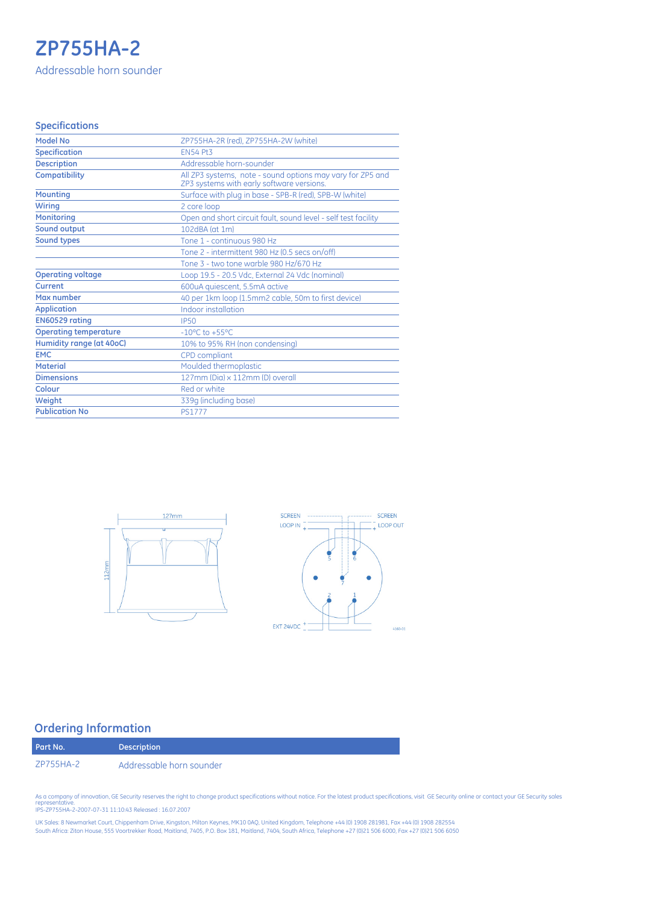# ZP755HA-2

Addressable horn sounder

## Specifications

| | |
|---|---|
| **Model No** | ZP755HA-2R (red), ZP755HA-2W (white) |
| **Specification** | EN54 Pt3 |
| **Description** | Addressable horn-sounder |
| **Compatibility** | All ZP3 systems, note - sound options may vary for ZP5 and ZP3 systems with early software versions. |
| **Mounting** | Surface with plug in base - SPB-R (red), SPB-W (white) |
| **Wiring** | 2 core loop |
| **Monitoring** | Open and short circuit fault, sound level - self test facility |
| **Sound output** | 102dBA (at 1m) |
| **Sound types** | Tone 1 - continuous 980 Hz |
| | Tone 2 - intermittent 980 Hz (0.5 secs on/off) |
| | Tone 3 - two tone warble 980 Hz/670 Hz |
| **Operating voltage** | Loop 19.5 - 20.5 Vdc, External 24 Vdc (nominal) |
| **Current** | 600uA quiescent, 5.5mA active |
| **Max number** | 40 per 1km loop (1.5mm2 cable, 50m to first device) |
| **Application** | Indoor installation |
| **EN60529 rating** | IP50 |
| **Operating temperature** | -10°C to +55°C |
| **Humidity range (at 40oC)** | 10% to 95% RH (non condensing) |
| **EMC** | CPD compliant |
| **Material** | Moulded thermoplastic |
| **Dimensions** | 127mm (Dia) x 112mm (D) overall |
| **Colour** | Red or white |
| **Weight** | 339g (including base) |
| **Publication No** | PS1777 |

127mm

112mm

SCREEN
LOOP IN
SCREEN
LOOP OUT
5
6
7
2
1
EXT 24VDC

## Ordering Information

| Part No. | Description |
|---|---|
| ZP755HA-2 | Addressable horn sounder |

As a company of innovation, GE Security reserves the right to change product specifications without notice. For the latest product specifications, visit GE Security online or contact your GE Security sales representative.
IPS-ZP755HA-2-2007-07-31 11:10:43 Released : 16.07.2007

UK Sales: 8 Newmarket Court, Chippenham Drive, Kingston, Milton Keynes, MK10 0AQ, United Kingdom, Telephone +44 (0) 1908 281981, Fax +44 (0) 1908 282554
South Africa: Ziton House, 555 Voortrekker Road, Maitland, 7405, P.O. Box 181, Maitland, 7404, South Africa, Telephone +27 (0)21 506 6000, Fax +27 (0)21 506 6050